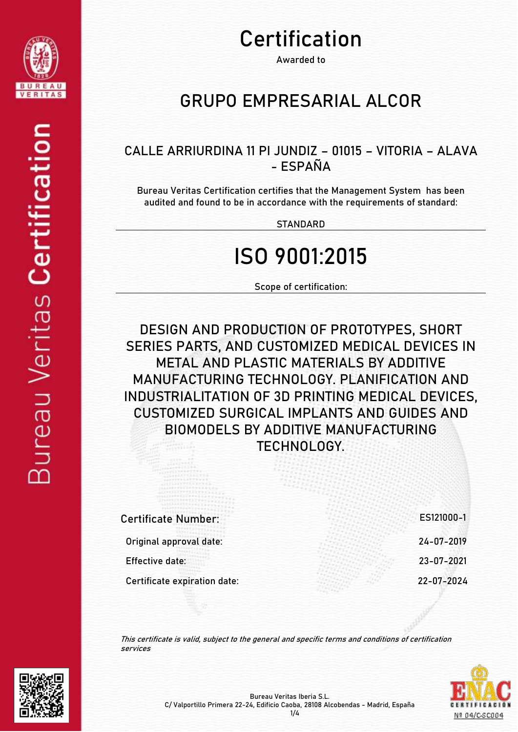# Certification

Awarded to

## GRUPO EMPRESARIAL ALCOR

CALLE ARRIURDINA 11 PI JUNDIZ – 01015 – VITORIA – ALAVA – ESPAÑA

Bureau Veritas Certification certifies that the Management System has been audited and found to be in accordance with the requirements of standard:

STANDARD

## ISO 9001:2015

Scope of certification:

DESIGN AND PRODUCTION OF PROTOTYPES, SHORT SERIES PARTS, AND CUSTOMIZED MEDICAL DEVICES IN METAL AND PLASTIC MATERIALS BY ADDITIVE MANUFACTURING TECHNOLOGY. PLANIFICATION AND INDUSTRIALITATION OF 3D PRINTING MEDICAL DEVICES, CUSTOMIZED SURGICAL IMPLANTS AND GUIDES AND BIOMODELS BY ADDITIVE MANUFACTURING TECHNOLOGY.

| | |
|---|---|
| Certificate Number: | ES121000-1 |
| Original approval date: | 24-07-2019 |
| Effective date: | 23-07-2021 |
| Certificate expiration date: | 22-07-2024 |

*This certificate is valid, subject to the general and specific terms and conditions of certification services*

Bureau Veritas Iberia S.L.
C/ Valportillo Primera 22-24, Edificio Caoba, 28108 Alcobendas - Madrid, España

ENAC CERTIFICACIÓN Nº 04/C-SC004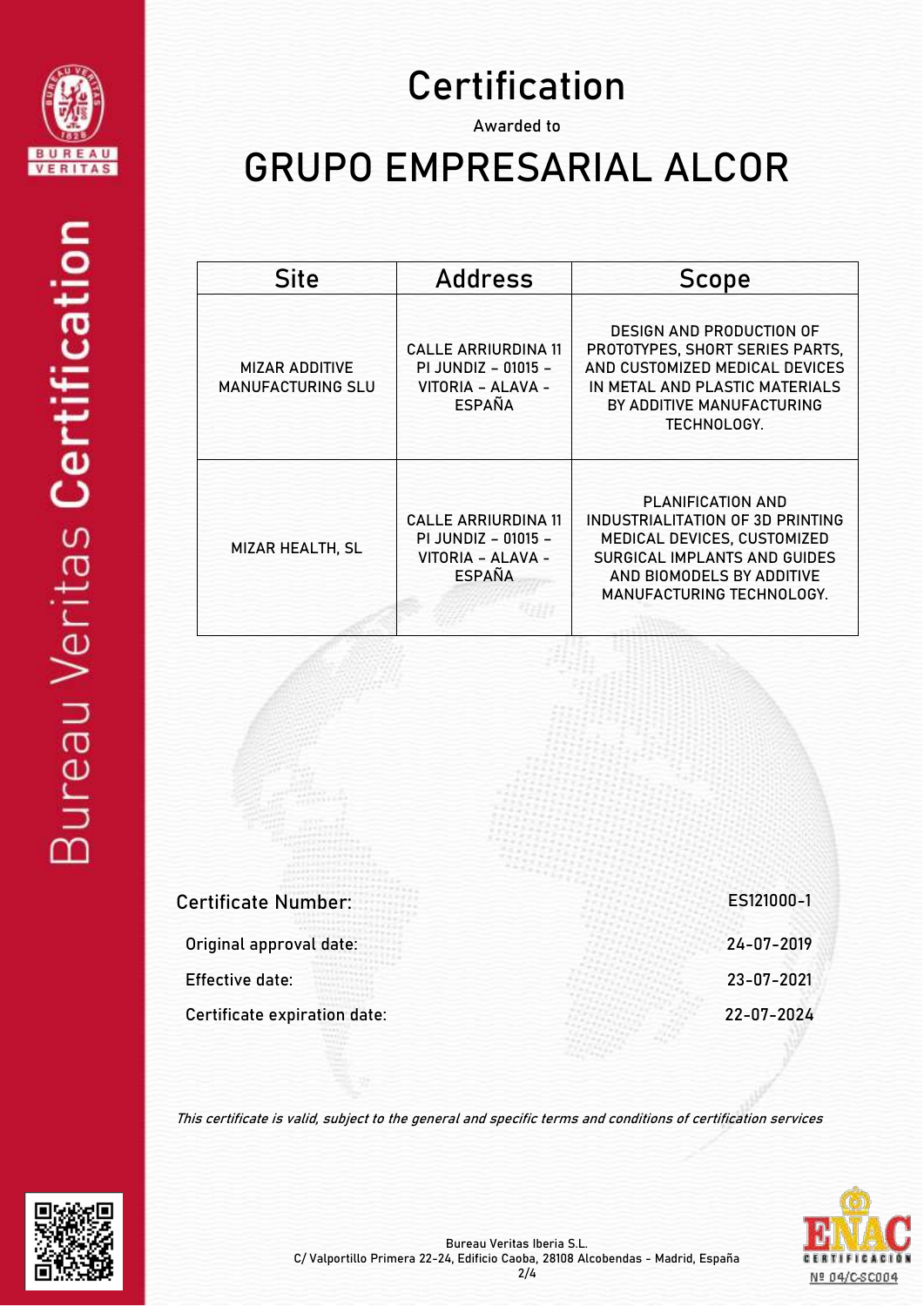Bureau Veritas Certification

# Certification

Awarded to

# GRUPO EMPRESARIAL ALCOR

| Site | Address | Scope |
|---|---|---|
| MIZAR ADDITIVE MANUFACTURING SLU | CALLE ARRIURDINA 11 PI JUNDIZ – 01015 – VITORIA – ALAVA – ESPAÑA | DESIGN AND PRODUCTION OF PROTOTYPES, SHORT SERIES PARTS, AND CUSTOMIZED MEDICAL DEVICES IN METAL AND PLASTIC MATERIALS BY ADDITIVE MANUFACTURING TECHNOLOGY. |
| MIZAR HEALTH, SL | CALLE ARRIURDINA 11 PI JUNDIZ – 01015 – VITORIA – ALAVA – ESPAÑA | PLANIFICATION AND INDUSTRIALITATION OF 3D PRINTING MEDICAL DEVICES, CUSTOMIZED SURGICAL IMPLANTS AND GUIDES AND BIOMODELS BY ADDITIVE MANUFACTURING TECHNOLOGY. |

Certificate Number: ES121000-1

Original approval date: 24-07-2019

Effective date: 23-07-2021

Certificate expiration date: 22-07-2024

*This certificate is valid, subject to the general and specific terms and conditions of certification services*

Bureau Veritas Iberia S.L.
C/ Valportillo Primera 22-24, Edificio Caoba, 28108 Alcobendas - Madrid, España

ENAC CERTIFICACIÓN Nº 04/C-SC004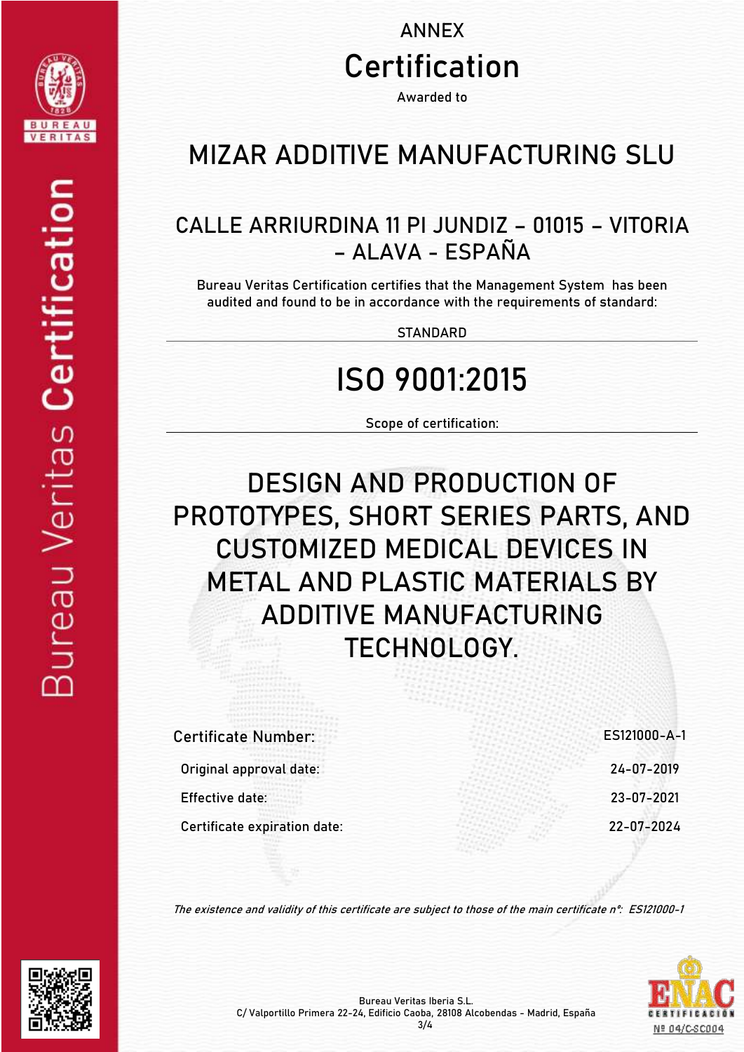ANNEX

# Certification

Awarded to

## MIZAR ADDITIVE MANUFACTURING SLU

CALLE ARRIURDINA 11 PI JUNDIZ – 01015 – VITORIA – ALAVA - ESPAÑA

Bureau Veritas Certification certifies that the Management System has been audited and found to be in accordance with the requirements of standard:

STANDARD

## ISO 9001:2015

Scope of certification:

DESIGN AND PRODUCTION OF PROTOTYPES, SHORT SERIES PARTS, AND CUSTOMIZED MEDICAL DEVICES IN METAL AND PLASTIC MATERIALS BY ADDITIVE MANUFACTURING TECHNOLOGY.

| | |
|---|---|
| Certificate Number: | ES121000-A-1 |
| Original approval date: | 24-07-2019 |
| Effective date: | 23-07-2021 |
| Certificate expiration date: | 22-07-2024 |

*The existence and validity of this certificate are subject to those of the main certificate n°: ES121000-1*

Bureau Veritas Iberia S.L.
C/ Valportillo Primera 22-24, Edificio Caoba, 28108 Alcobendas - Madrid, España

ENAC CERTIFICACIÓN Nº 04/C-SC004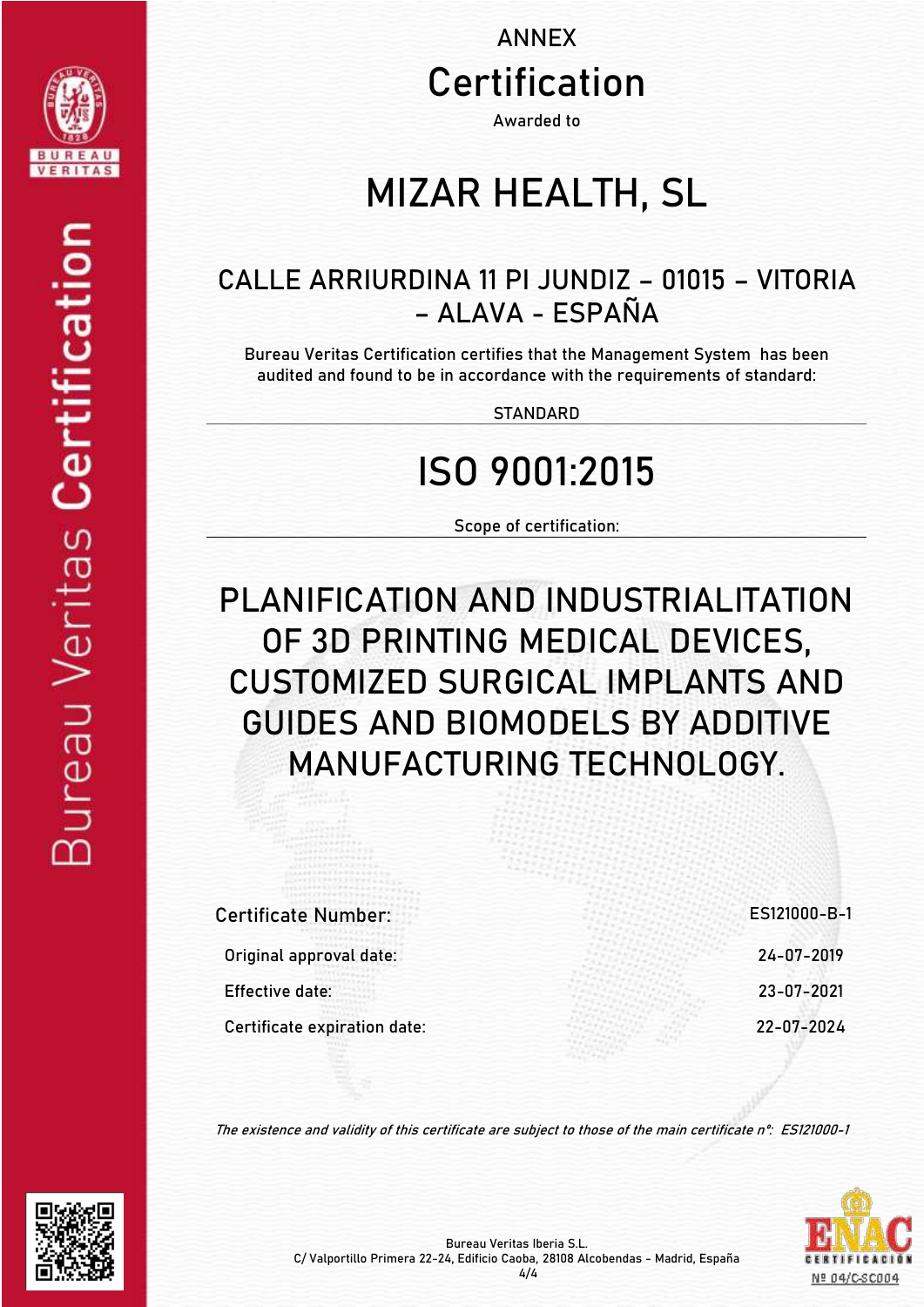ANNEX

# Certification

Awarded to

# MIZAR HEALTH, SL

## CALLE ARRIURDINA 11 PI JUNDIZ – 01015 – VITORIA – ALAVA - ESPAÑA

Bureau Veritas Certification certifies that the Management System has been audited and found to be in accordance with the requirements of standard:

STANDARD

# ISO 9001:2015

Scope of certification:

## PLANIFICATION AND INDUSTRIALITATION OF 3D PRINTING MEDICAL DEVICES, CUSTOMIZED SURGICAL IMPLANTS AND GUIDES AND BIOMODELS BY ADDITIVE MANUFACTURING TECHNOLOGY.

| | |
|---|---|
| Certificate Number: | ES121000-B-1 |
| Original approval date: | 24-07-2019 |
| Effective date: | 23-07-2021 |
| Certificate expiration date: | 22-07-2024 |

*The existence and validity of this certificate are subject to those of the main certificate n°: ES121000-1*

Bureau Veritas Iberia S.L.
C/ Valportillo Primera 22-24, Edificio Caoba, 28108 Alcobendas - Madrid, España

ENAC CERTIFICACIÓN Nº 04/C-SC004

Bureau Veritas Certification